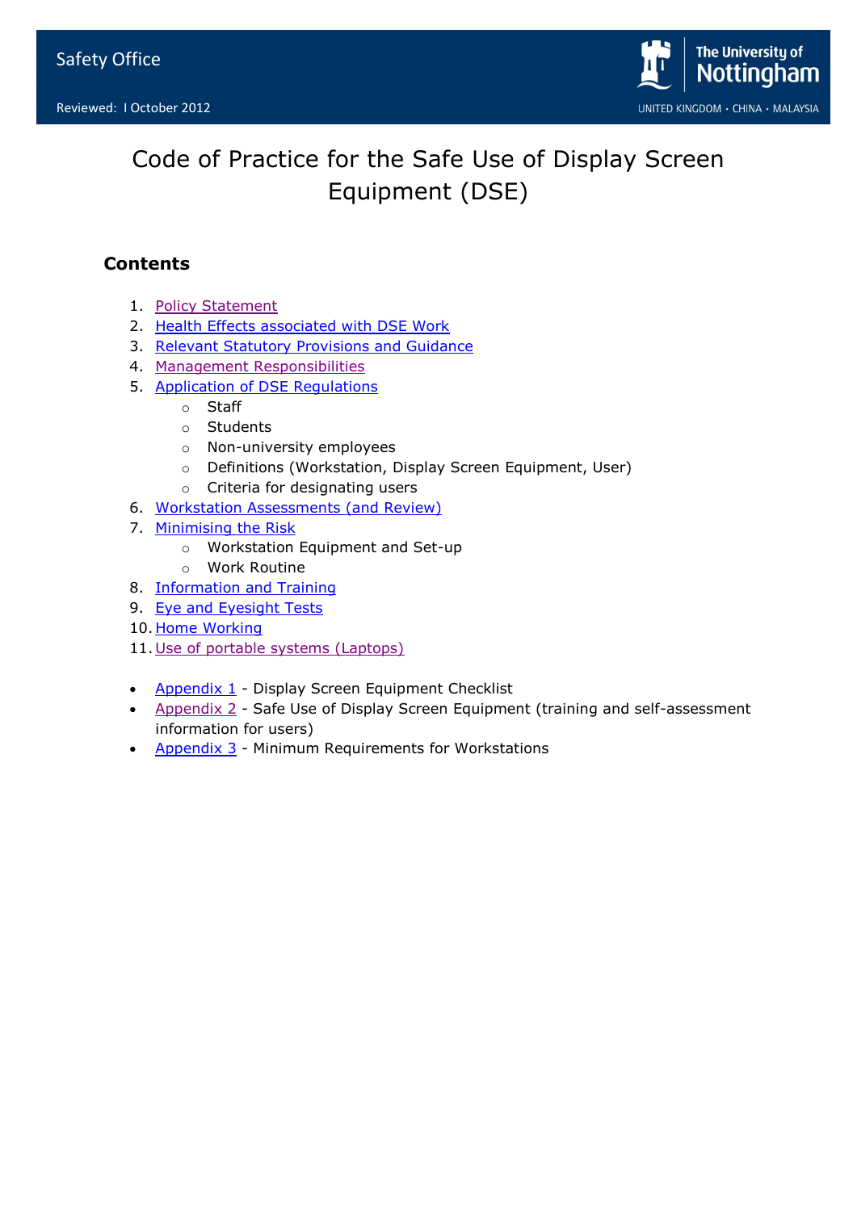Safety Office

Reviewed: I October 2012

# Code of Practice for the Safe Use of Display Screen Equipment (DSE)

## Contents

1. Policy Statement
2. Health Effects associated with DSE Work
3. Relevant Statutory Provisions and Guidance
4. Management Responsibilities
5. Application of DSE Regulations
   - Staff
   - Students
   - Non-university employees
   - Definitions (Workstation, Display Screen Equipment, User)
   - Criteria for designating users
6. Workstation Assessments (and Review)
7. Minimising the Risk
   - Workstation Equipment and Set-up
   - Work Routine
8. Information and Training
9. Eye and Eyesight Tests
10. Home Working
11. Use of portable systems (Laptops)

- Appendix 1 - Display Screen Equipment Checklist
- Appendix 2 - Safe Use of Display Screen Equipment (training and self-assessment information for users)
- Appendix 3 - Minimum Requirements for Workstations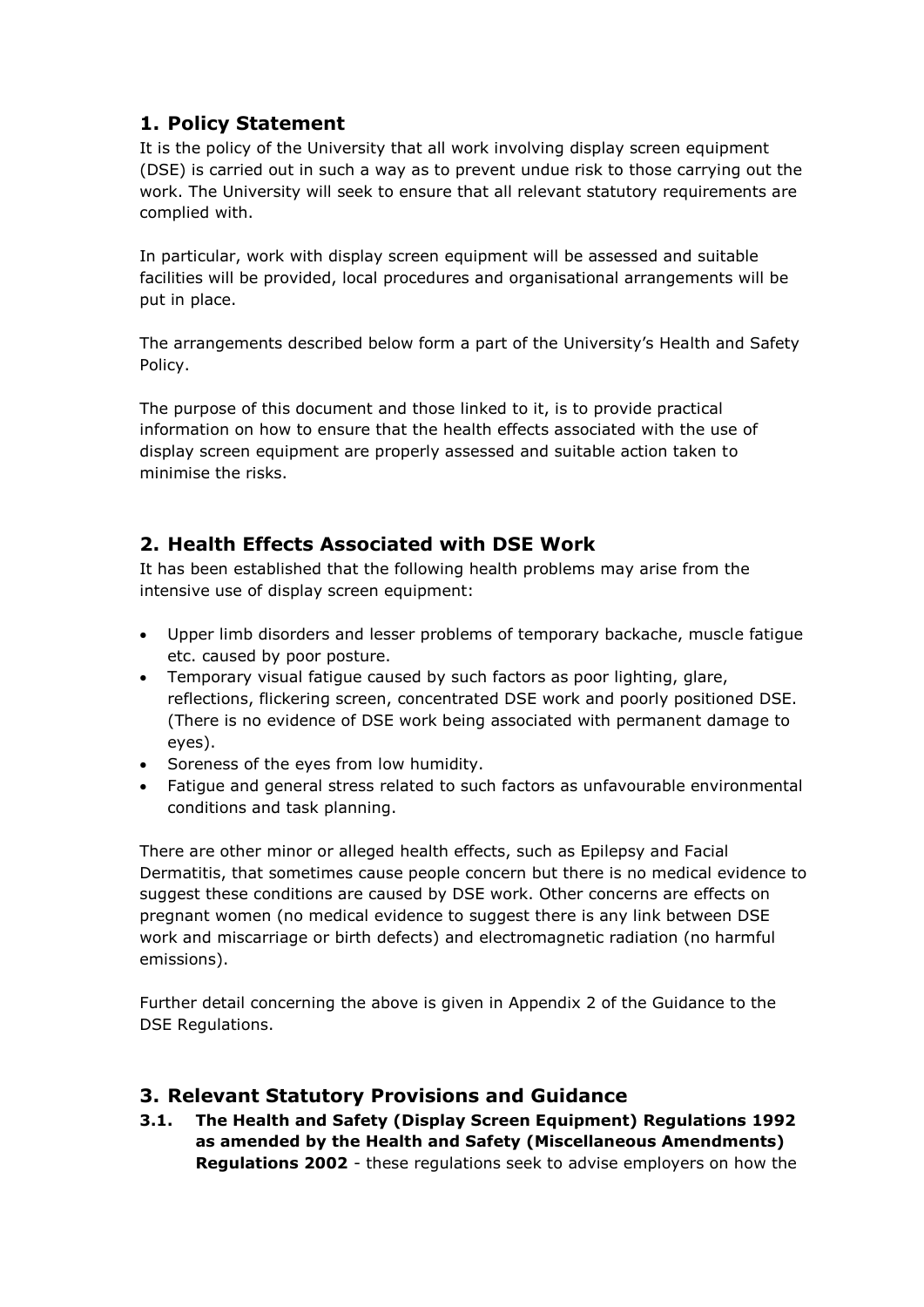## 1. Policy Statement

It is the policy of the University that all work involving display screen equipment (DSE) is carried out in such a way as to prevent undue risk to those carrying out the work. The University will seek to ensure that all relevant statutory requirements are complied with.

In particular, work with display screen equipment will be assessed and suitable facilities will be provided, local procedures and organisational arrangements will be put in place.

The arrangements described below form a part of the University's Health and Safety Policy.

The purpose of this document and those linked to it, is to provide practical information on how to ensure that the health effects associated with the use of display screen equipment are properly assessed and suitable action taken to minimise the risks.

## 2. Health Effects Associated with DSE Work

It has been established that the following health problems may arise from the intensive use of display screen equipment:

- Upper limb disorders and lesser problems of temporary backache, muscle fatigue etc. caused by poor posture.
- Temporary visual fatigue caused by such factors as poor lighting, glare, reflections, flickering screen, concentrated DSE work and poorly positioned DSE. (There is no evidence of DSE work being associated with permanent damage to eyes).
- Soreness of the eyes from low humidity.
- Fatigue and general stress related to such factors as unfavourable environmental conditions and task planning.

There are other minor or alleged health effects, such as Epilepsy and Facial Dermatitis, that sometimes cause people concern but there is no medical evidence to suggest these conditions are caused by DSE work. Other concerns are effects on pregnant women (no medical evidence to suggest there is any link between DSE work and miscarriage or birth defects) and electromagnetic radiation (no harmful emissions).

Further detail concerning the above is given in Appendix 2 of the Guidance to the DSE Regulations.

## 3. Relevant Statutory Provisions and Guidance

**3.1. The Health and Safety (Display Screen Equipment) Regulations 1992 as amended by the Health and Safety (Miscellaneous Amendments) Regulations 2002** - these regulations seek to advise employers on how the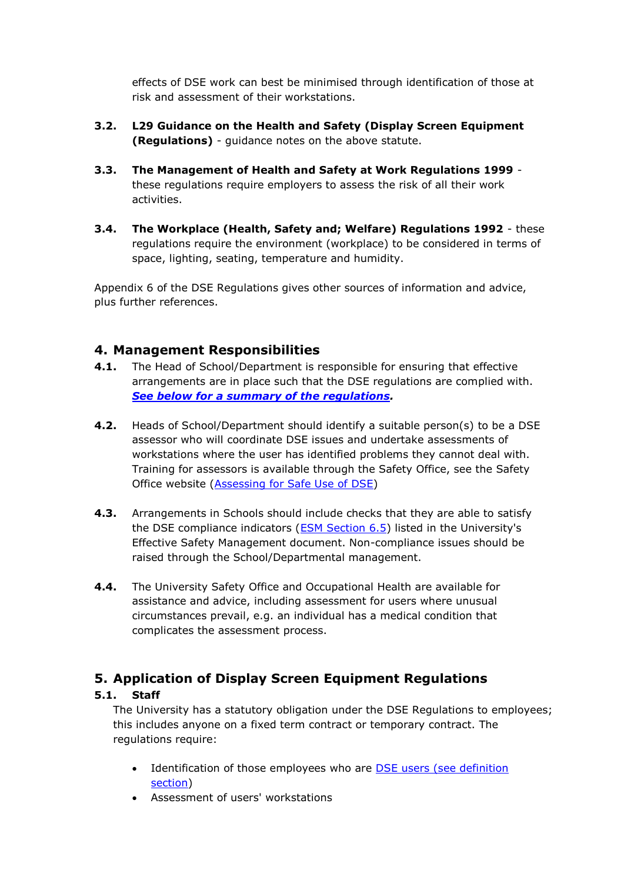effects of DSE work can best be minimised through identification of those at risk and assessment of their workstations.

**3.2.** **L29 Guidance on the Health and Safety (Display Screen Equipment (Regulations)** - guidance notes on the above statute.

**3.3.** **The Management of Health and Safety at Work Regulations 1999** - these regulations require employers to assess the risk of all their work activities.

**3.4.** **The Workplace (Health, Safety and; Welfare) Regulations 1992** - these regulations require the environment (workplace) to be considered in terms of space, lighting, seating, temperature and humidity.

Appendix 6 of the DSE Regulations gives other sources of information and advice, plus further references.

## 4. Management Responsibilities

**4.1.** The Head of School/Department is responsible for ensuring that effective arrangements are in place such that the DSE regulations are complied with. ***See below for a summary of the regulations.***

**4.2.** Heads of School/Department should identify a suitable person(s) to be a DSE assessor who will coordinate DSE issues and undertake assessments of workstations where the user has identified problems they cannot deal with. Training for assessors is available through the Safety Office, see the Safety Office website (Assessing for Safe Use of DSE)

**4.3.** Arrangements in Schools should include checks that they are able to satisfy the DSE compliance indicators (ESM Section 6.5) listed in the University's Effective Safety Management document. Non-compliance issues should be raised through the School/Departmental management.

**4.4.** The University Safety Office and Occupational Health are available for assistance and advice, including assessment for users where unusual circumstances prevail, e.g. an individual has a medical condition that complicates the assessment process.

## 5. Application of Display Screen Equipment Regulations

### 5.1. Staff

The University has a statutory obligation under the DSE Regulations to employees; this includes anyone on a fixed term contract or temporary contract. The regulations require:

- Identification of those employees who are DSE users (see definition section)
- Assessment of users' workstations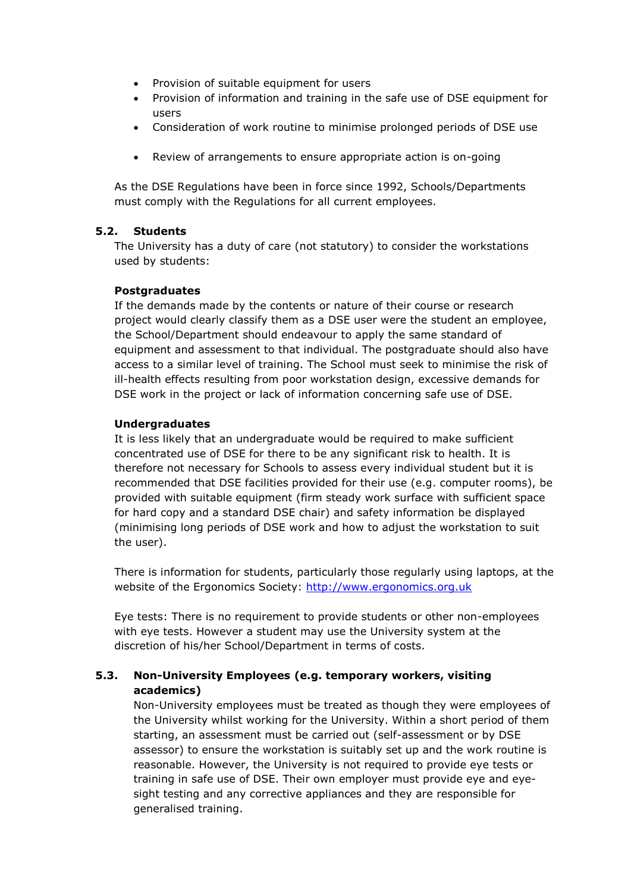- Provision of suitable equipment for users
- Provision of information and training in the safe use of DSE equipment for users
- Consideration of work routine to minimise prolonged periods of DSE use
- Review of arrangements to ensure appropriate action is on-going

As the DSE Regulations have been in force since 1992, Schools/Departments must comply with the Regulations for all current employees.

### 5.2. Students

The University has a duty of care (not statutory) to consider the workstations used by students:

**Postgraduates**

If the demands made by the contents or nature of their course or research project would clearly classify them as a DSE user were the student an employee, the School/Department should endeavour to apply the same standard of equipment and assessment to that individual. The postgraduate should also have access to a similar level of training. The School must seek to minimise the risk of ill-health effects resulting from poor workstation design, excessive demands for DSE work in the project or lack of information concerning safe use of DSE.

**Undergraduates**

It is less likely that an undergraduate would be required to make sufficient concentrated use of DSE for there to be any significant risk to health. It is therefore not necessary for Schools to assess every individual student but it is recommended that DSE facilities provided for their use (e.g. computer rooms), be provided with suitable equipment (firm steady work surface with sufficient space for hard copy and a standard DSE chair) and safety information be displayed (minimising long periods of DSE work and how to adjust the workstation to suit the user).

There is information for students, particularly those regularly using laptops, at the website of the Ergonomics Society: [http://www.ergonomics.org.uk](http://www.ergonomics.org.uk)

Eye tests: There is no requirement to provide students or other non-employees with eye tests. However a student may use the University system at the discretion of his/her School/Department in terms of costs.

### 5.3. Non-University Employees (e.g. temporary workers, visiting academics)

Non-University employees must be treated as though they were employees of the University whilst working for the University. Within a short period of them starting, an assessment must be carried out (self-assessment or by DSE assessor) to ensure the workstation is suitably set up and the work routine is reasonable. However, the University is not required to provide eye tests or training in safe use of DSE. Their own employer must provide eye and eye-sight testing and any corrective appliances and they are responsible for generalised training.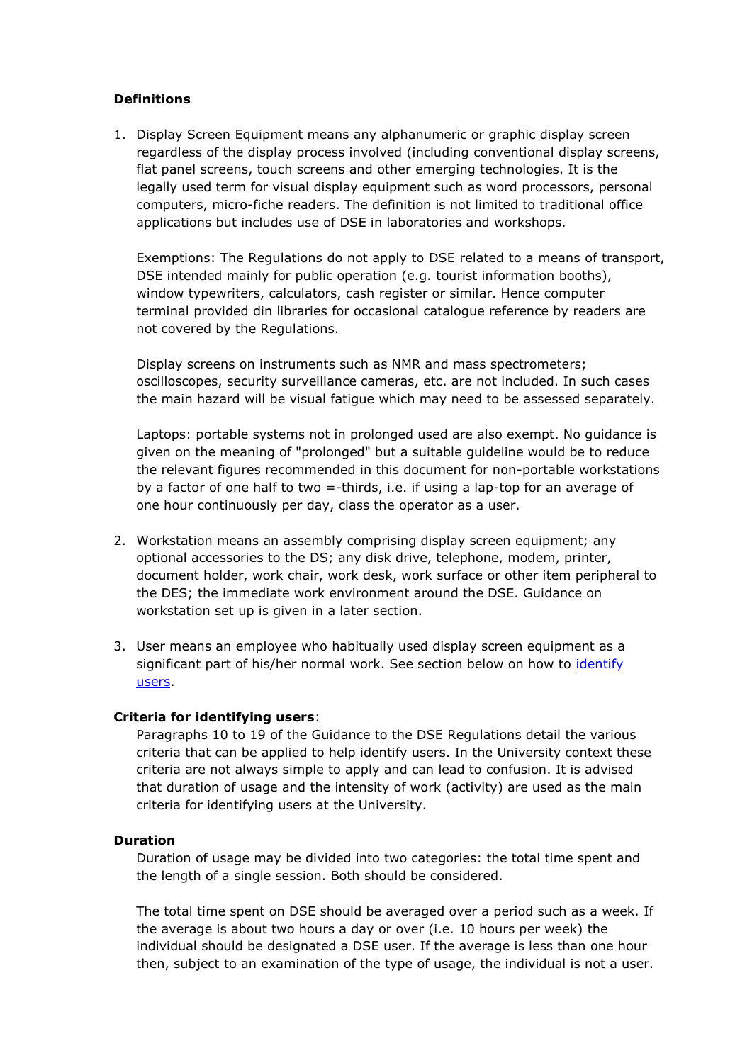**Definitions**

1. Display Screen Equipment means any alphanumeric or graphic display screen regardless of the display process involved (including conventional display screens, flat panel screens, touch screens and other emerging technologies. It is the legally used term for visual display equipment such as word processors, personal computers, micro-fiche readers. The definition is not limited to traditional office applications but includes use of DSE in laboratories and workshops.

   Exemptions: The Regulations do not apply to DSE related to a means of transport, DSE intended mainly for public operation (e.g. tourist information booths), window typewriters, calculators, cash register or similar. Hence computer terminal provided din libraries for occasional catalogue reference by readers are not covered by the Regulations.

   Display screens on instruments such as NMR and mass spectrometers; oscilloscopes, security surveillance cameras, etc. are not included. In such cases the main hazard will be visual fatigue which may need to be assessed separately.

   Laptops: portable systems not in prolonged used are also exempt. No guidance is given on the meaning of "prolonged" but a suitable guideline would be to reduce the relevant figures recommended in this document for non-portable workstations by a factor of one half to two =-thirds, i.e. if using a lap-top for an average of one hour continuously per day, class the operator as a user.

2. Workstation means an assembly comprising display screen equipment; any optional accessories to the DS; any disk drive, telephone, modem, printer, document holder, work chair, work desk, work surface or other item peripheral to the DES; the immediate work environment around the DSE. Guidance on workstation set up is given in a later section.

3. User means an employee who habitually used display screen equipment as a significant part of his/her normal work. See section below on how to identify users.

**Criteria for identifying users**:

Paragraphs 10 to 19 of the Guidance to the DSE Regulations detail the various criteria that can be applied to help identify users. In the University context these criteria are not always simple to apply and can lead to confusion. It is advised that duration of usage and the intensity of work (activity) are used as the main criteria for identifying users at the University.

**Duration**

Duration of usage may be divided into two categories: the total time spent and the length of a single session. Both should be considered.

The total time spent on DSE should be averaged over a period such as a week. If the average is about two hours a day or over (i.e. 10 hours per week) the individual should be designated a DSE user. If the average is less than one hour then, subject to an examination of the type of usage, the individual is not a user.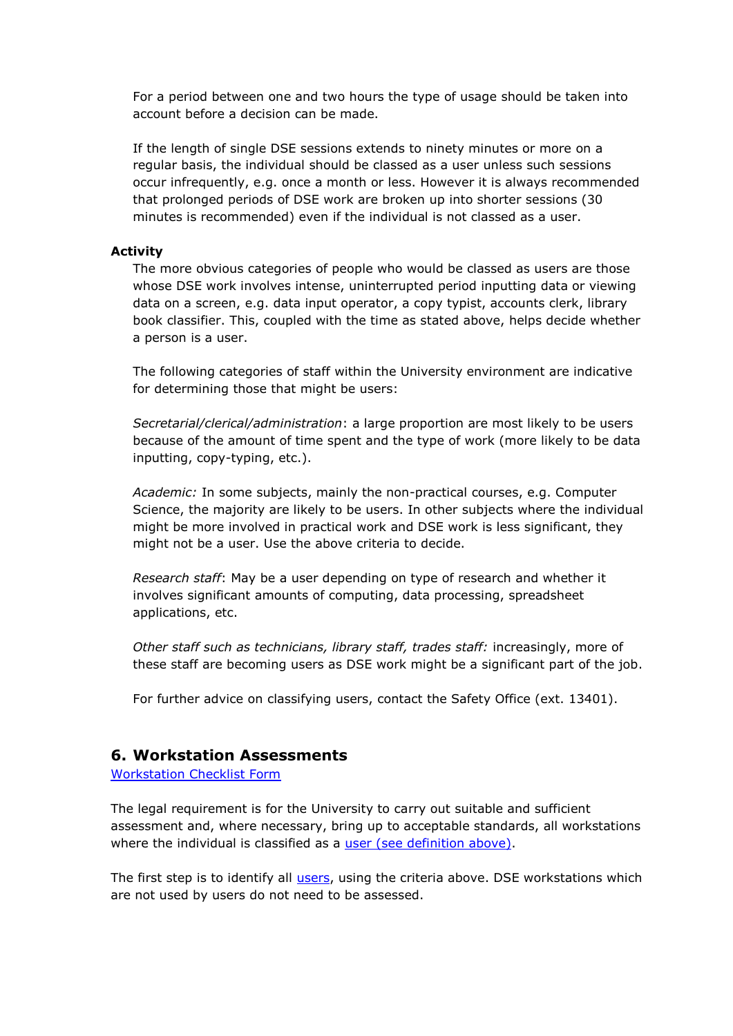For a period between one and two hours the type of usage should be taken into account before a decision can be made.

If the length of single DSE sessions extends to ninety minutes or more on a regular basis, the individual should be classed as a user unless such sessions occur infrequently, e.g. once a month or less. However it is always recommended that prolonged periods of DSE work are broken up into shorter sessions (30 minutes is recommended) even if the individual is not classed as a user.

**Activity**

The more obvious categories of people who would be classed as users are those whose DSE work involves intense, uninterrupted period inputting data or viewing data on a screen, e.g. data input operator, a copy typist, accounts clerk, library book classifier. This, coupled with the time as stated above, helps decide whether a person is a user.

The following categories of staff within the University environment are indicative for determining those that might be users:

*Secretarial/clerical/administration*: a large proportion are most likely to be users because of the amount of time spent and the type of work (more likely to be data inputting, copy-typing, etc.).

*Academic:* In some subjects, mainly the non-practical courses, e.g. Computer Science, the majority are likely to be users. In other subjects where the individual might be more involved in practical work and DSE work is less significant, they might not be a user. Use the above criteria to decide.

*Research staff*: May be a user depending on type of research and whether it involves significant amounts of computing, data processing, spreadsheet applications, etc.

*Other staff such as technicians, library staff, trades staff:* increasingly, more of these staff are becoming users as DSE work might be a significant part of the job.

For further advice on classifying users, contact the Safety Office (ext. 13401).

## 6. Workstation Assessments

[Workstation Checklist Form]

The legal requirement is for the University to carry out suitable and sufficient assessment and, where necessary, bring up to acceptable standards, all workstations where the individual is classified as a [user (see definition above)].

The first step is to identify all [users], using the criteria above. DSE workstations which are not used by users do not need to be assessed.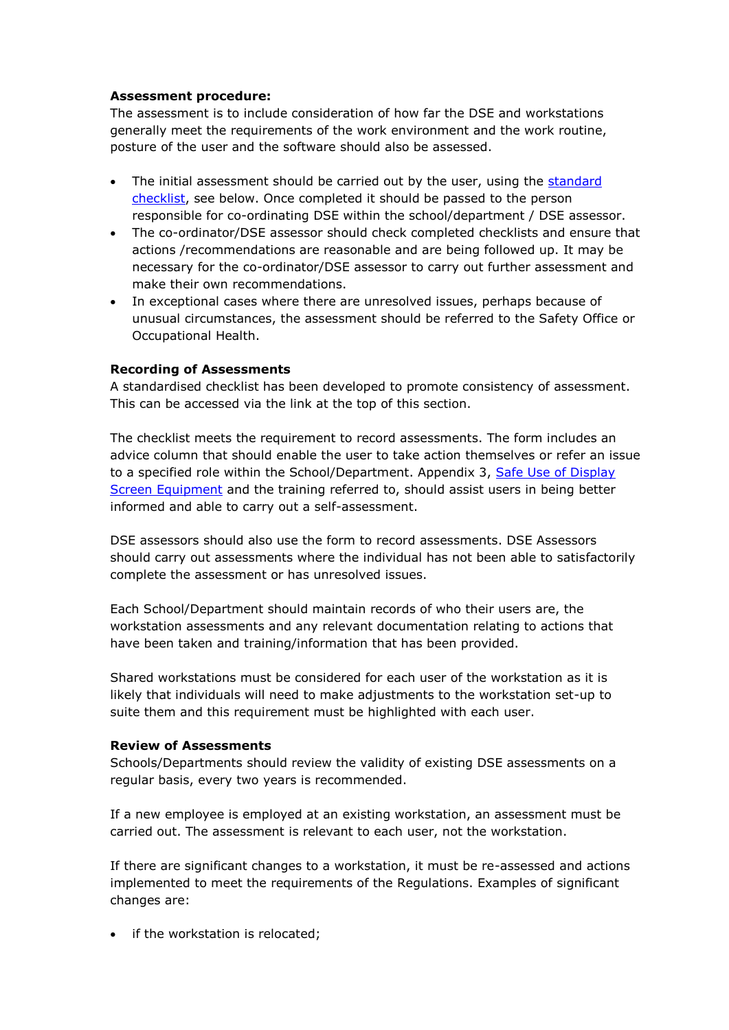**Assessment procedure:**
The assessment is to include consideration of how far the DSE and workstations generally meet the requirements of the work environment and the work routine, posture of the user and the software should also be assessed.

- The initial assessment should be carried out by the user, using the standard checklist, see below. Once completed it should be passed to the person responsible for co-ordinating DSE within the school/department / DSE assessor.
- The co-ordinator/DSE assessor should check completed checklists and ensure that actions /recommendations are reasonable and are being followed up. It may be necessary for the co-ordinator/DSE assessor to carry out further assessment and make their own recommendations.
- In exceptional cases where there are unresolved issues, perhaps because of unusual circumstances, the assessment should be referred to the Safety Office or Occupational Health.

**Recording of Assessments**
A standardised checklist has been developed to promote consistency of assessment. This can be accessed via the link at the top of this section.

The checklist meets the requirement to record assessments. The form includes an advice column that should enable the user to take action themselves or refer an issue to a specified role within the School/Department. Appendix 3, Safe Use of Display Screen Equipment and the training referred to, should assist users in being better informed and able to carry out a self-assessment.

DSE assessors should also use the form to record assessments. DSE Assessors should carry out assessments where the individual has not been able to satisfactorily complete the assessment or has unresolved issues.

Each School/Department should maintain records of who their users are, the workstation assessments and any relevant documentation relating to actions that have been taken and training/information that has been provided.

Shared workstations must be considered for each user of the workstation as it is likely that individuals will need to make adjustments to the workstation set-up to suite them and this requirement must be highlighted with each user.

**Review of Assessments**
Schools/Departments should review the validity of existing DSE assessments on a regular basis, every two years is recommended.

If a new employee is employed at an existing workstation, an assessment must be carried out. The assessment is relevant to each user, not the workstation.

If there are significant changes to a workstation, it must be re-assessed and actions implemented to meet the requirements of the Regulations. Examples of significant changes are:

- if the workstation is relocated;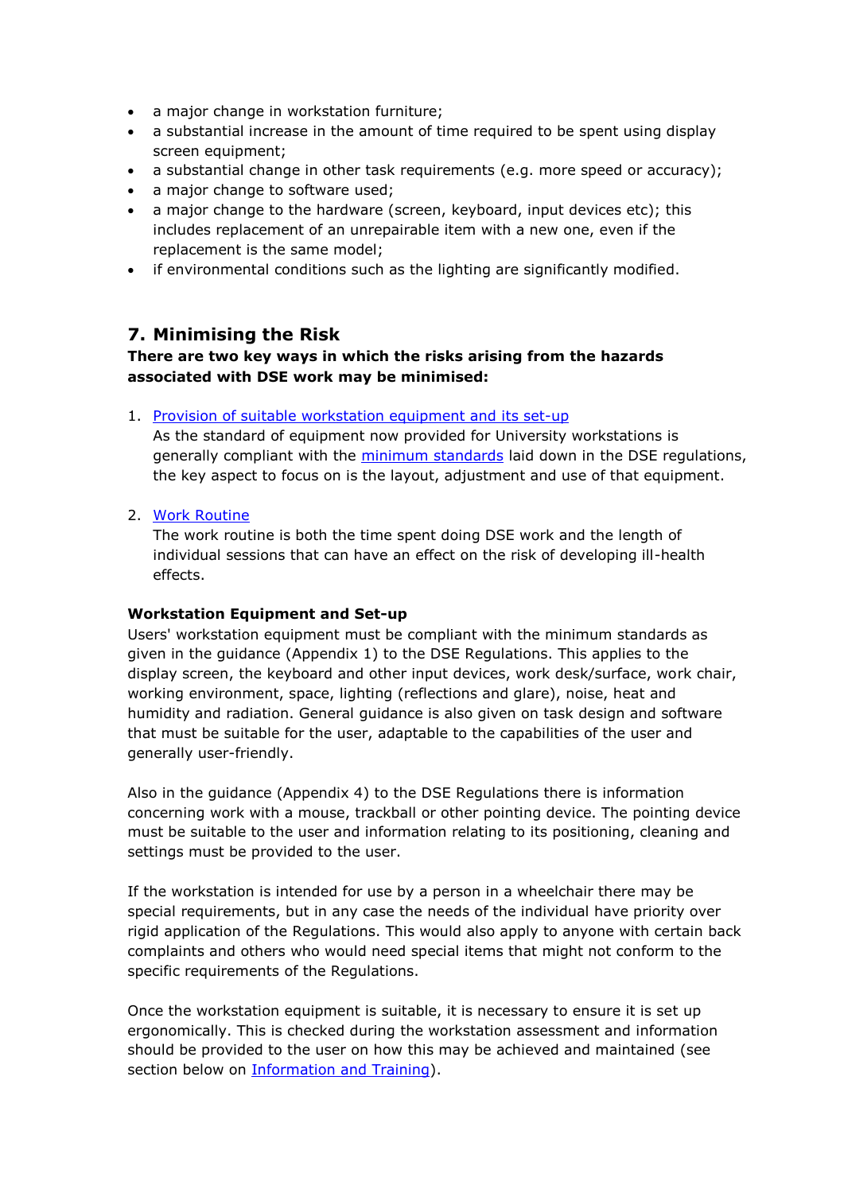- a major change in workstation furniture;
- a substantial increase in the amount of time required to be spent using display screen equipment;
- a substantial change in other task requirements (e.g. more speed or accuracy);
- a major change to software used;
- a major change to the hardware (screen, keyboard, input devices etc); this includes replacement of an unrepairable item with a new one, even if the replacement is the same model;
- if environmental conditions such as the lighting are significantly modified.

## 7. Minimising the Risk

**There are two key ways in which the risks arising from the hazards associated with DSE work may be minimised:**

1. Provision of suitable workstation equipment and its set-up
   As the standard of equipment now provided for University workstations is generally compliant with the minimum standards laid down in the DSE regulations, the key aspect to focus on is the layout, adjustment and use of that equipment.

2. Work Routine
   The work routine is both the time spent doing DSE work and the length of individual sessions that can have an effect on the risk of developing ill-health effects.

**Workstation Equipment and Set-up**

Users' workstation equipment must be compliant with the minimum standards as given in the guidance (Appendix 1) to the DSE Regulations. This applies to the display screen, the keyboard and other input devices, work desk/surface, work chair, working environment, space, lighting (reflections and glare), noise, heat and humidity and radiation. General guidance is also given on task design and software that must be suitable for the user, adaptable to the capabilities of the user and generally user-friendly.

Also in the guidance (Appendix 4) to the DSE Regulations there is information concerning work with a mouse, trackball or other pointing device. The pointing device must be suitable to the user and information relating to its positioning, cleaning and settings must be provided to the user.

If the workstation is intended for use by a person in a wheelchair there may be special requirements, but in any case the needs of the individual have priority over rigid application of the Regulations. This would also apply to anyone with certain back complaints and others who would need special items that might not conform to the specific requirements of the Regulations.

Once the workstation equipment is suitable, it is necessary to ensure it is set up ergonomically. This is checked during the workstation assessment and information should be provided to the user on how this may be achieved and maintained (see section below on Information and Training).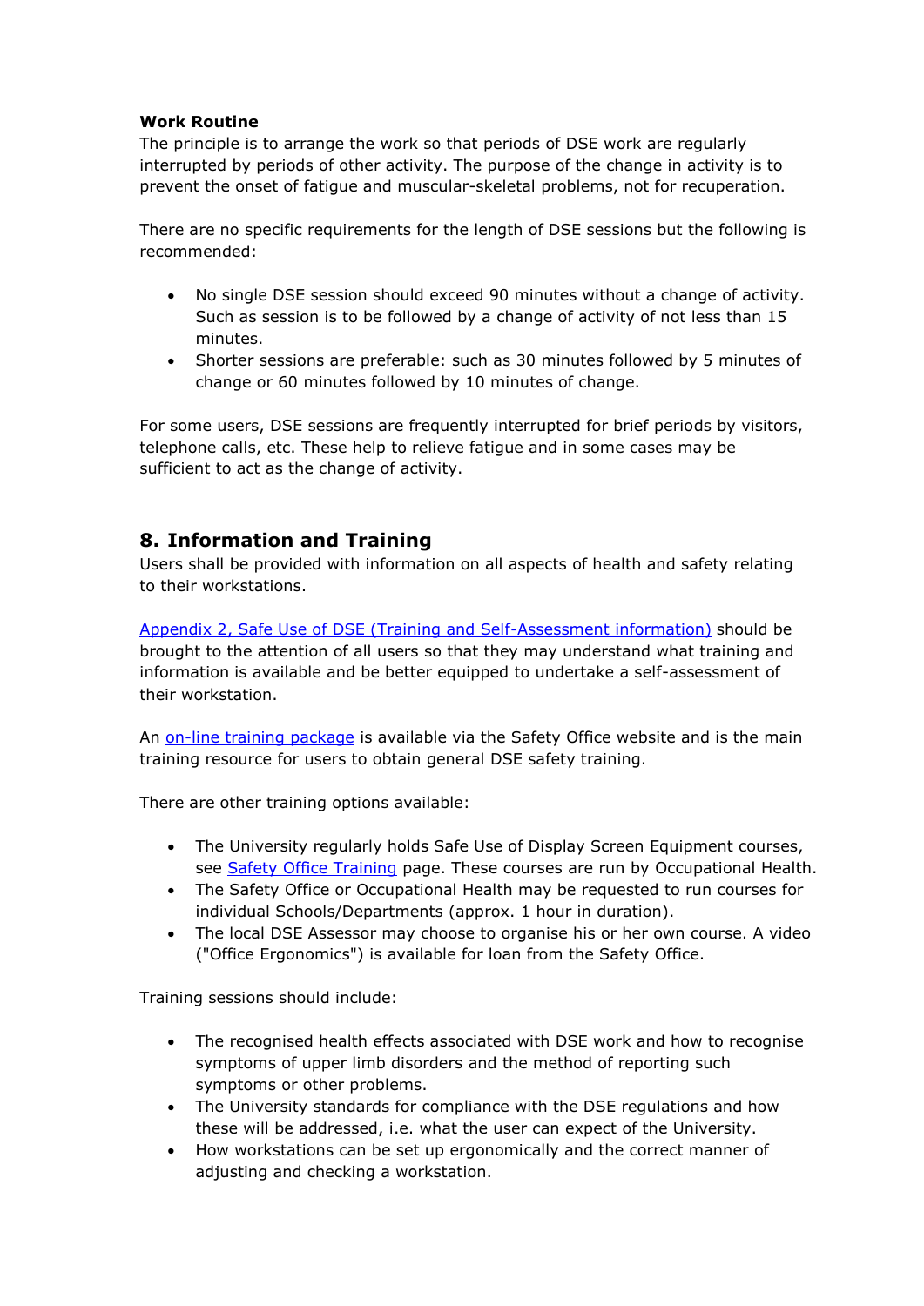**Work Routine**

The principle is to arrange the work so that periods of DSE work are regularly interrupted by periods of other activity. The purpose of the change in activity is to prevent the onset of fatigue and muscular-skeletal problems, not for recuperation.

There are no specific requirements for the length of DSE sessions but the following is recommended:

- No single DSE session should exceed 90 minutes without a change of activity. Such as session is to be followed by a change of activity of not less than 15 minutes.
- Shorter sessions are preferable: such as 30 minutes followed by 5 minutes of change or 60 minutes followed by 10 minutes of change.

For some users, DSE sessions are frequently interrupted for brief periods by visitors, telephone calls, etc. These help to relieve fatigue and in some cases may be sufficient to act as the change of activity.

## 8. Information and Training

Users shall be provided with information on all aspects of health and safety relating to their workstations.

Appendix 2, Safe Use of DSE (Training and Self-Assessment information) should be brought to the attention of all users so that they may understand what training and information is available and be better equipped to undertake a self-assessment of their workstation.

An on-line training package is available via the Safety Office website and is the main training resource for users to obtain general DSE safety training.

There are other training options available:

- The University regularly holds Safe Use of Display Screen Equipment courses, see Safety Office Training page. These courses are run by Occupational Health.
- The Safety Office or Occupational Health may be requested to run courses for individual Schools/Departments (approx. 1 hour in duration).
- The local DSE Assessor may choose to organise his or her own course. A video ("Office Ergonomics") is available for loan from the Safety Office.

Training sessions should include:

- The recognised health effects associated with DSE work and how to recognise symptoms of upper limb disorders and the method of reporting such symptoms or other problems.
- The University standards for compliance with the DSE regulations and how these will be addressed, i.e. what the user can expect of the University.
- How workstations can be set up ergonomically and the correct manner of adjusting and checking a workstation.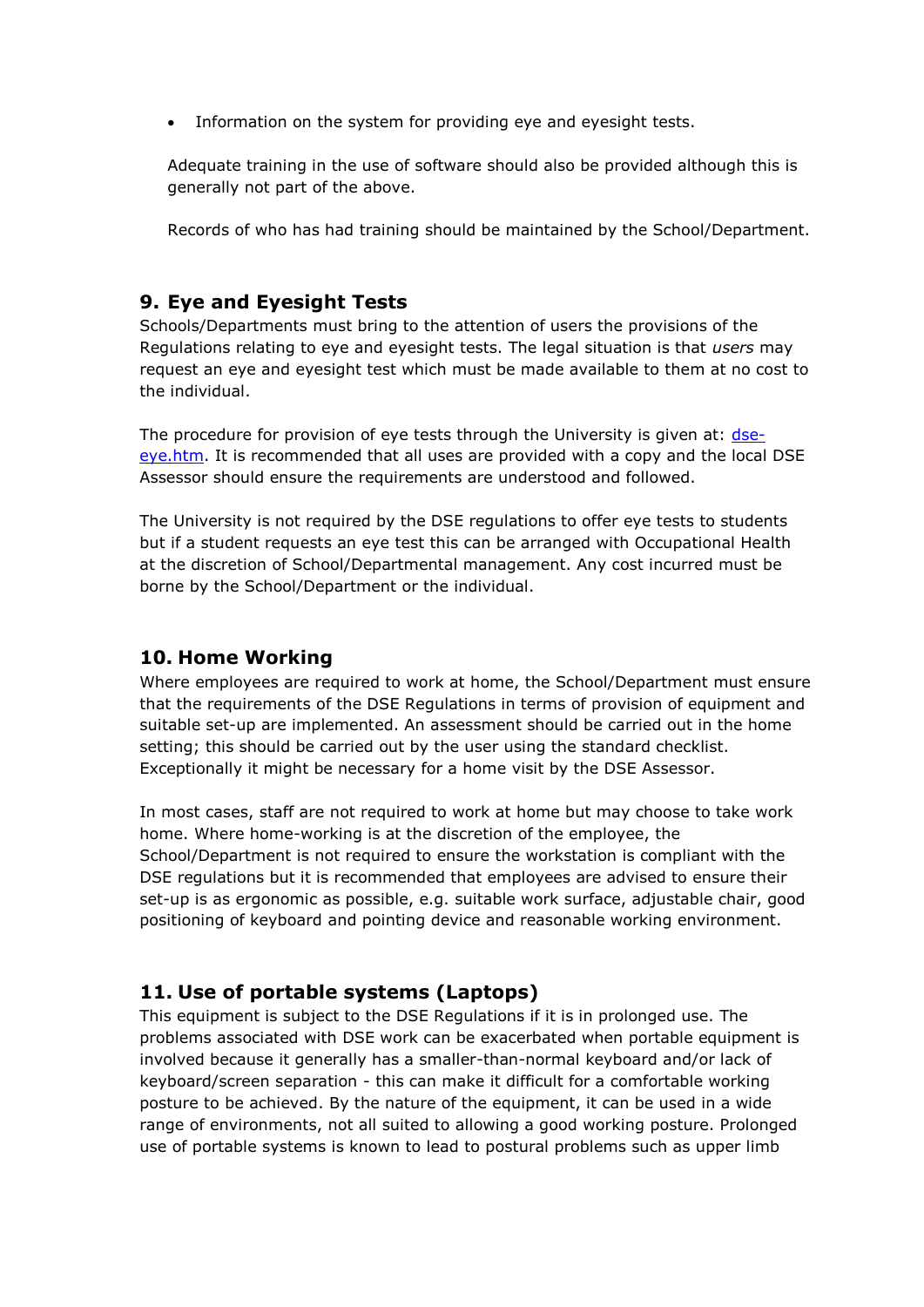- Information on the system for providing eye and eyesight tests.

Adequate training in the use of software should also be provided although this is generally not part of the above.

Records of who has had training should be maintained by the School/Department.

## 9. Eye and Eyesight Tests

Schools/Departments must bring to the attention of users the provisions of the Regulations relating to eye and eyesight tests. The legal situation is that *users* may request an eye and eyesight test which must be made available to them at no cost to the individual.

The procedure for provision of eye tests through the University is given at: [dse-eye.htm](dse-eye.htm). It is recommended that all uses are provided with a copy and the local DSE Assessor should ensure the requirements are understood and followed.

The University is not required by the DSE regulations to offer eye tests to students but if a student requests an eye test this can be arranged with Occupational Health at the discretion of School/Departmental management. Any cost incurred must be borne by the School/Department or the individual.

## 10. Home Working

Where employees are required to work at home, the School/Department must ensure that the requirements of the DSE Regulations in terms of provision of equipment and suitable set-up are implemented. An assessment should be carried out in the home setting; this should be carried out by the user using the standard checklist. Exceptionally it might be necessary for a home visit by the DSE Assessor.

In most cases, staff are not required to work at home but may choose to take work home. Where home-working is at the discretion of the employee, the School/Department is not required to ensure the workstation is compliant with the DSE regulations but it is recommended that employees are advised to ensure their set-up is as ergonomic as possible, e.g. suitable work surface, adjustable chair, good positioning of keyboard and pointing device and reasonable working environment.

## 11. Use of portable systems (Laptops)

This equipment is subject to the DSE Regulations if it is in prolonged use. The problems associated with DSE work can be exacerbated when portable equipment is involved because it generally has a smaller-than-normal keyboard and/or lack of keyboard/screen separation - this can make it difficult for a comfortable working posture to be achieved. By the nature of the equipment, it can be used in a wide range of environments, not all suited to allowing a good working posture. Prolonged use of portable systems is known to lead to postural problems such as upper limb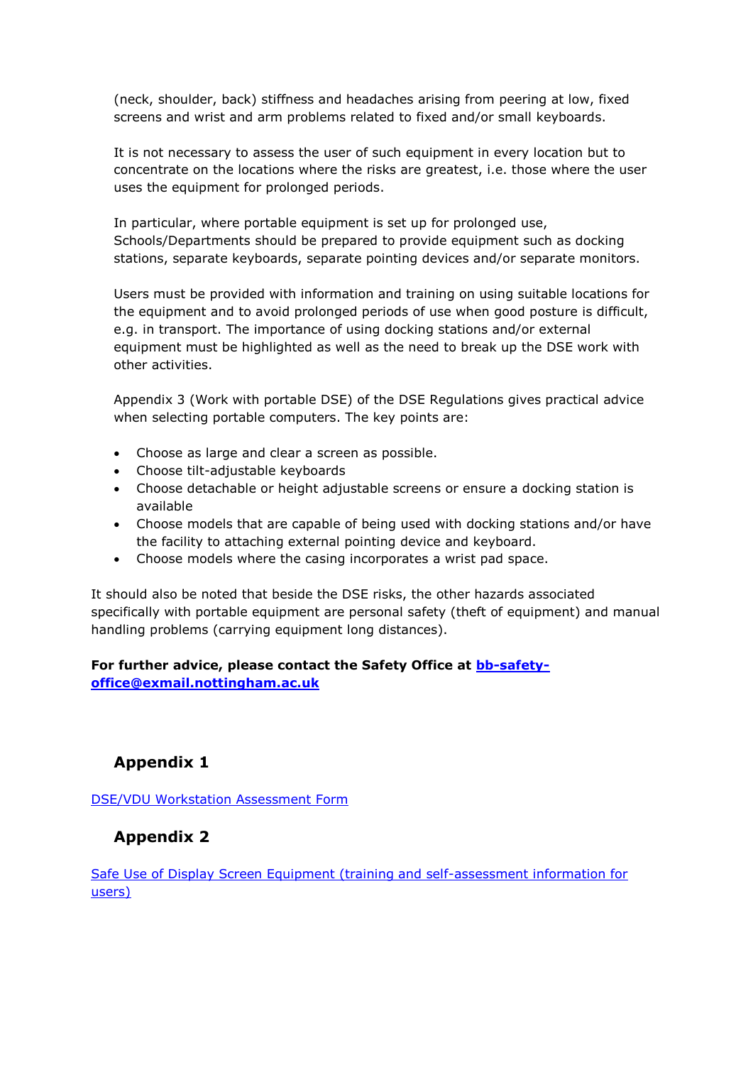(neck, shoulder, back) stiffness and headaches arising from peering at low, fixed screens and wrist and arm problems related to fixed and/or small keyboards.

It is not necessary to assess the user of such equipment in every location but to concentrate on the locations where the risks are greatest, i.e. those where the user uses the equipment for prolonged periods.

In particular, where portable equipment is set up for prolonged use, Schools/Departments should be prepared to provide equipment such as docking stations, separate keyboards, separate pointing devices and/or separate monitors.

Users must be provided with information and training on using suitable locations for the equipment and to avoid prolonged periods of use when good posture is difficult, e.g. in transport. The importance of using docking stations and/or external equipment must be highlighted as well as the need to break up the DSE work with other activities.

Appendix 3 (Work with portable DSE) of the DSE Regulations gives practical advice when selecting portable computers. The key points are:

- Choose as large and clear a screen as possible.
- Choose tilt-adjustable keyboards
- Choose detachable or height adjustable screens or ensure a docking station is available
- Choose models that are capable of being used with docking stations and/or have the facility to attaching external pointing device and keyboard.
- Choose models where the casing incorporates a wrist pad space.

It should also be noted that beside the DSE risks, the other hazards associated specifically with portable equipment are personal safety (theft of equipment) and manual handling problems (carrying equipment long distances).

**For further advice, please contact the Safety Office at [bb-safety-office@exmail.nottingham.ac.uk](mailto:bb-safety-office@exmail.nottingham.ac.uk)**

## Appendix 1

[DSE/VDU Workstation Assessment Form]()

## Appendix 2

[Safe Use of Display Screen Equipment (training and self-assessment information for users)]()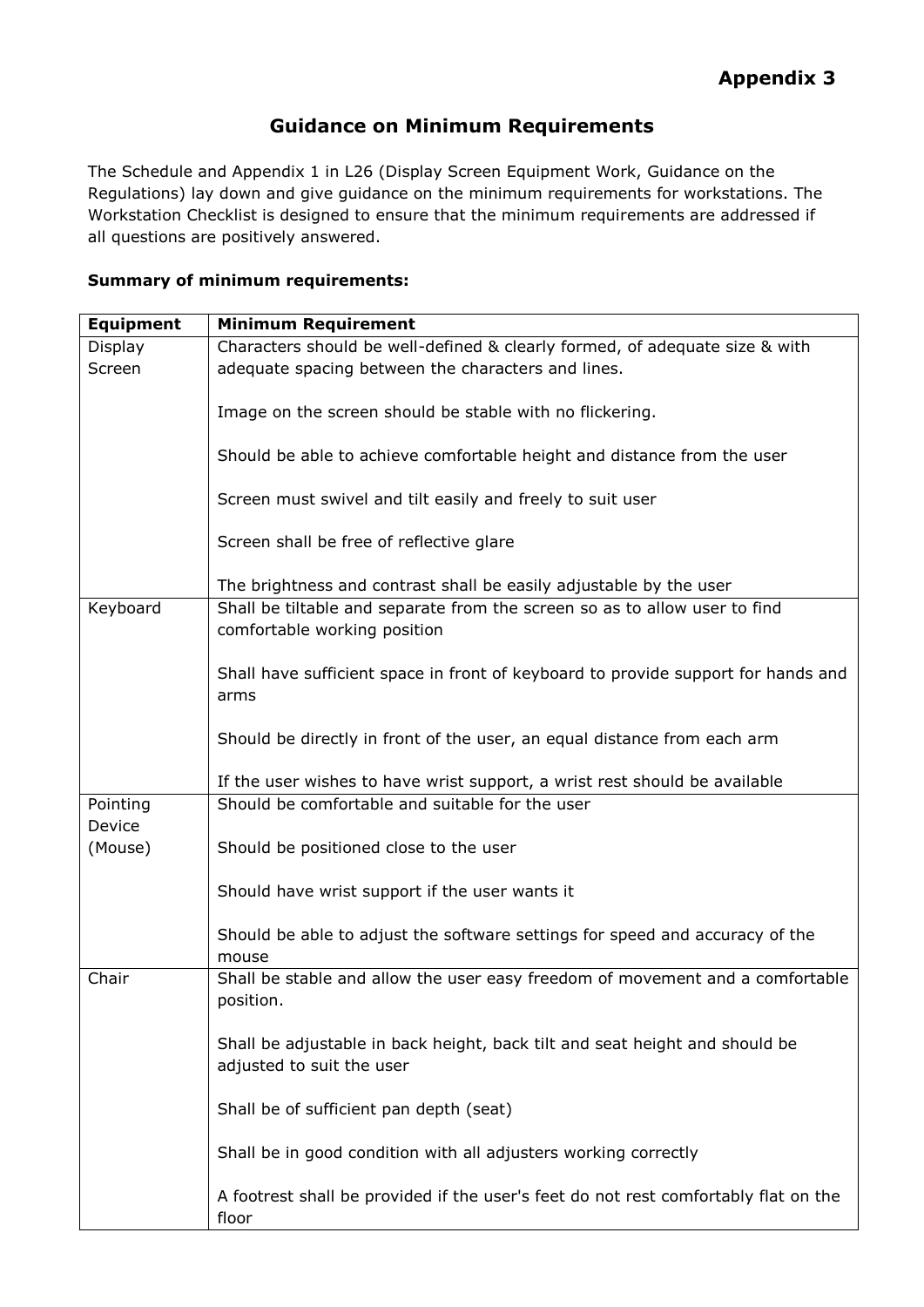# Appendix 3

## Guidance on Minimum Requirements

The Schedule and Appendix 1 in L26 (Display Screen Equipment Work, Guidance on the Regulations) lay down and give guidance on the minimum requirements for workstations. The Workstation Checklist is designed to ensure that the minimum requirements are addressed if all questions are positively answered.

**Summary of minimum requirements:**

| Equipment | Minimum Requirement |
|---|---|
| Display Screen | Characters should be well-defined & clearly formed, of adequate size & with adequate spacing between the characters and lines.<br><br>Image on the screen should be stable with no flickering.<br><br>Should be able to achieve comfortable height and distance from the user<br><br>Screen must swivel and tilt easily and freely to suit user<br><br>Screen shall be free of reflective glare<br><br>The brightness and contrast shall be easily adjustable by the user |
| Keyboard | Shall be tiltable and separate from the screen so as to allow user to find comfortable working position<br><br>Shall have sufficient space in front of keyboard to provide support for hands and arms<br><br>Should be directly in front of the user, an equal distance from each arm<br><br>If the user wishes to have wrist support, a wrist rest should be available |
| Pointing Device (Mouse) | Should be comfortable and suitable for the user<br><br>Should be positioned close to the user<br><br>Should have wrist support if the user wants it<br><br>Should be able to adjust the software settings for speed and accuracy of the mouse |
| Chair | Shall be stable and allow the user easy freedom of movement and a comfortable position.<br><br>Shall be adjustable in back height, back tilt and seat height and should be adjusted to suit the user<br><br>Shall be of sufficient pan depth (seat)<br><br>Shall be in good condition with all adjusters working correctly<br><br>A footrest shall be provided if the user's feet do not rest comfortably flat on the floor |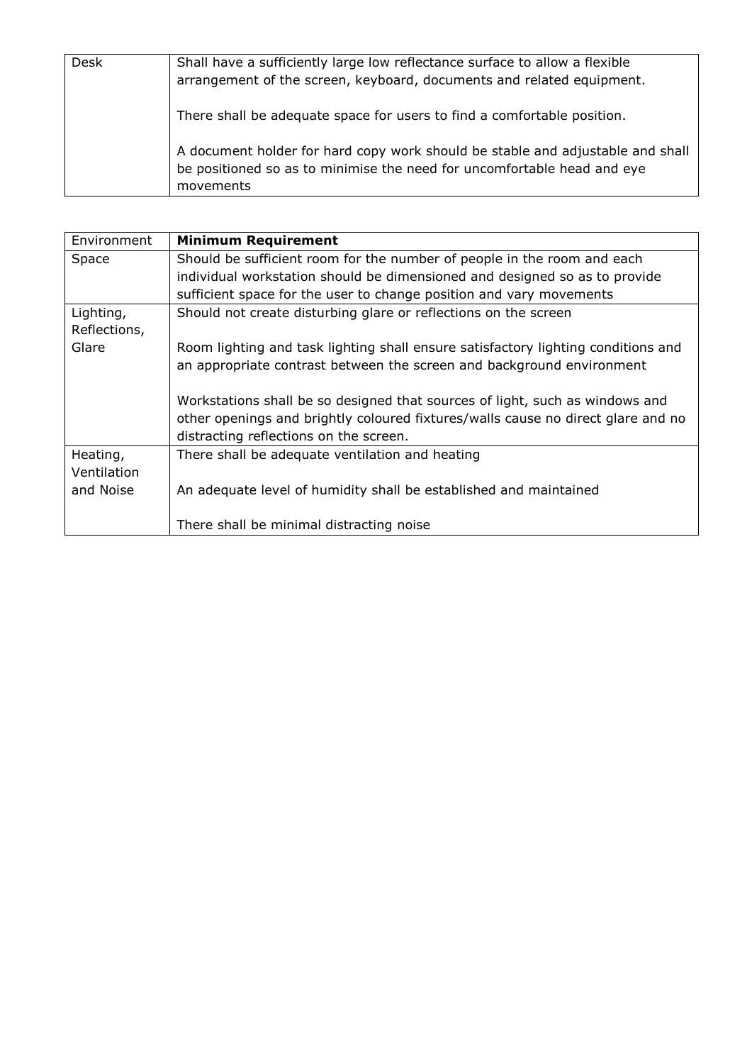| | |
|---|---|
| Desk | Shall have a sufficiently large low reflectance surface to allow a flexible arrangement of the screen, keyboard, documents and related equipment.<br><br>There shall be adequate space for users to find a comfortable position.<br><br>A document holder for hard copy work should be stable and adjustable and shall be positioned so as to minimise the need for uncomfortable head and eye movements |

| Environment | **Minimum Requirement** |
|---|---|
| Space | Should be sufficient room for the number of people in the room and each individual workstation should be dimensioned and designed so as to provide sufficient space for the user to change position and vary movements |
| Lighting, Reflections, Glare | Should not create disturbing glare or reflections on the screen<br><br>Room lighting and task lighting shall ensure satisfactory lighting conditions and an appropriate contrast between the screen and background environment<br><br>Workstations shall be so designed that sources of light, such as windows and other openings and brightly coloured fixtures/walls cause no direct glare and no distracting reflections on the screen. |
| Heating, Ventilation and Noise | There shall be adequate ventilation and heating<br><br>An adequate level of humidity shall be established and maintained<br><br>There shall be minimal distracting noise |